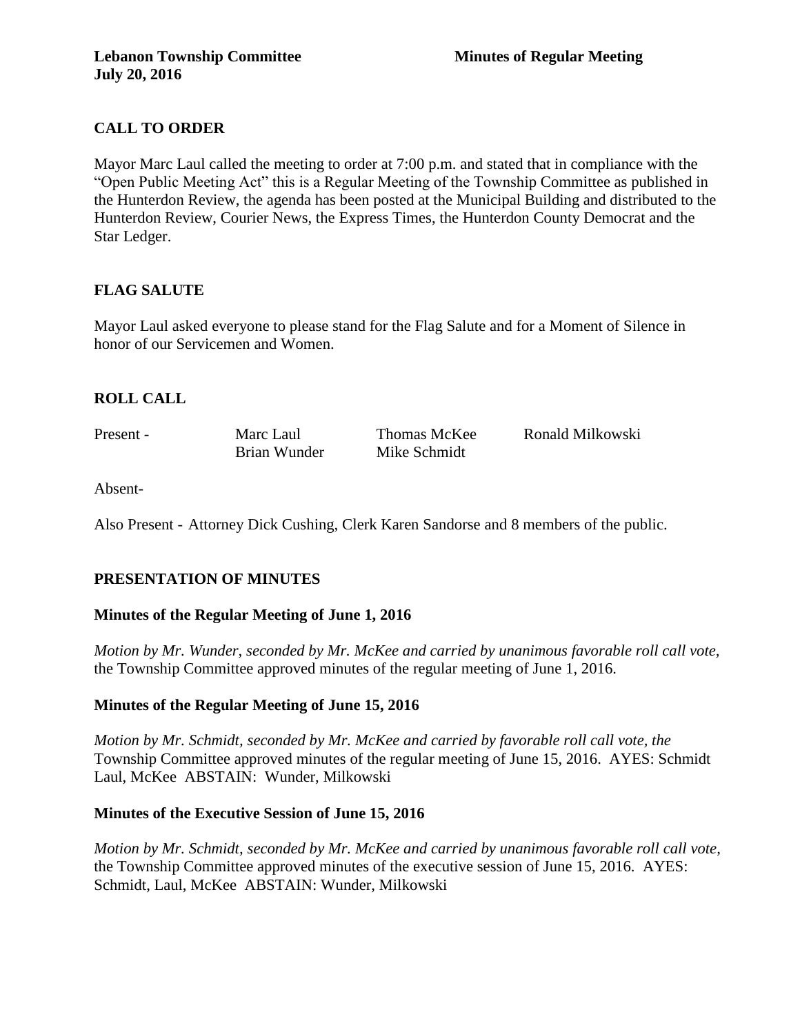**Lebanon Township Committee** **Minutes of Regular Meeting**
**July 20, 2016**

## CALL TO ORDER

Mayor Marc Laul called the meeting to order at 7:00 p.m. and stated that in compliance with the "Open Public Meeting Act" this is a Regular Meeting of the Township Committee as published in the Hunterdon Review, the agenda has been posted at the Municipal Building and distributed to the Hunterdon Review, Courier News, the Express Times, the Hunterdon County Democrat and the Star Ledger.

## FLAG SALUTE

Mayor Laul asked everyone to please stand for the Flag Salute and for a Moment of Silence in honor of our Servicemen and Women.

## ROLL CALL

| Present - | Marc Laul | Thomas McKee | Ronald Milkowski |
|---|---|---|---|
| | Brian Wunder | Mike Schmidt | |

Absent-

Also Present - Attorney Dick Cushing, Clerk Karen Sandorse and 8 members of the public.

## PRESENTATION OF MINUTES

### Minutes of the Regular Meeting of June 1, 2016

*Motion by Mr. Wunder, seconded by Mr. McKee and carried by unanimous favorable roll call vote,* the Township Committee approved minutes of the regular meeting of June 1, 2016.

### Minutes of the Regular Meeting of June 15, 2016

*Motion by Mr. Schmidt, seconded by Mr. McKee and carried by favorable roll call vote, the* Township Committee approved minutes of the regular meeting of June 15, 2016. AYES: Schmidt Laul, McKee ABSTAIN: Wunder, Milkowski

### Minutes of the Executive Session of June 15, 2016

*Motion by Mr. Schmidt, seconded by Mr. McKee and carried by unanimous favorable roll call vote,* the Township Committee approved minutes of the executive session of June 15, 2016. AYES: Schmidt, Laul, McKee ABSTAIN: Wunder, Milkowski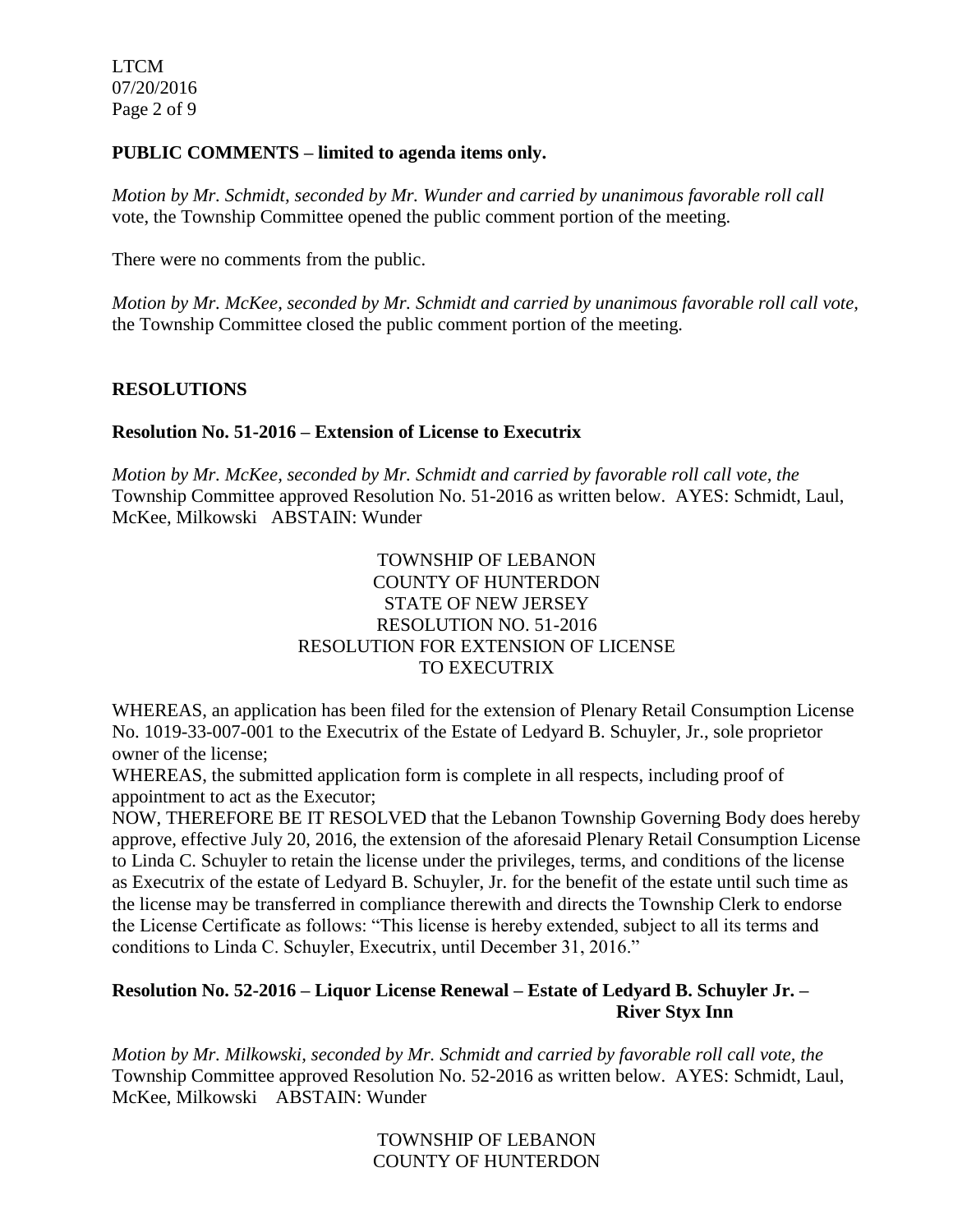**PUBLIC COMMENTS – limited to agenda items only.**

*Motion by Mr. Schmidt, seconded by Mr. Wunder and carried by unanimous favorable roll call* vote, the Township Committee opened the public comment portion of the meeting.

There were no comments from the public.

*Motion by Mr. McKee, seconded by Mr. Schmidt and carried by unanimous favorable roll call vote,* the Township Committee closed the public comment portion of the meeting.

**RESOLUTIONS**

**Resolution No. 51-2016 – Extension of License to Executrix**

*Motion by Mr. McKee, seconded by Mr. Schmidt and carried by favorable roll call vote, the* Township Committee approved Resolution No. 51-2016 as written below. AYES: Schmidt, Laul, McKee, Milkowski ABSTAIN: Wunder

TOWNSHIP OF LEBANON
COUNTY OF HUNTERDON
STATE OF NEW JERSEY
RESOLUTION NO. 51-2016
RESOLUTION FOR EXTENSION OF LICENSE
TO EXECUTRIX

WHEREAS, an application has been filed for the extension of Plenary Retail Consumption License No. 1019-33-007-001 to the Executrix of the Estate of Ledyard B. Schuyler, Jr., sole proprietor owner of the license;

WHEREAS, the submitted application form is complete in all respects, including proof of appointment to act as the Executor;

NOW, THEREFORE BE IT RESOLVED that the Lebanon Township Governing Body does hereby approve, effective July 20, 2016, the extension of the aforesaid Plenary Retail Consumption License to Linda C. Schuyler to retain the license under the privileges, terms, and conditions of the license as Executrix of the estate of Ledyard B. Schuyler, Jr. for the benefit of the estate until such time as the license may be transferred in compliance therewith and directs the Township Clerk to endorse the License Certificate as follows: "This license is hereby extended, subject to all its terms and conditions to Linda C. Schuyler, Executrix, until December 31, 2016."

**Resolution No. 52-2016 – Liquor License Renewal – Estate of Ledyard B. Schuyler Jr. – River Styx Inn**

*Motion by Mr. Milkowski, seconded by Mr. Schmidt and carried by favorable roll call vote, the* Township Committee approved Resolution No. 52-2016 as written below. AYES: Schmidt, Laul, McKee, Milkowski ABSTAIN: Wunder

TOWNSHIP OF LEBANON
COUNTY OF HUNTERDON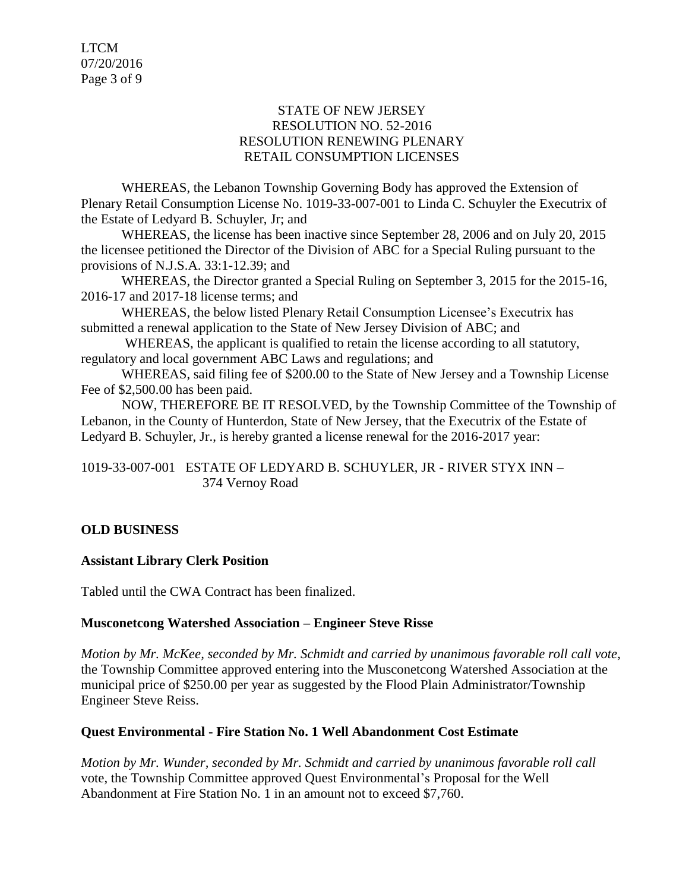STATE OF NEW JERSEY
RESOLUTION NO. 52-2016
RESOLUTION RENEWING PLENARY
RETAIL CONSUMPTION LICENSES

WHEREAS, the Lebanon Township Governing Body has approved the Extension of Plenary Retail Consumption License No. 1019-33-007-001 to Linda C. Schuyler the Executrix of the Estate of Ledyard B. Schuyler, Jr; and

WHEREAS, the license has been inactive since September 28, 2006 and on July 20, 2015 the licensee petitioned the Director of the Division of ABC for a Special Ruling pursuant to the provisions of N.J.S.A. 33:1-12.39; and

WHEREAS, the Director granted a Special Ruling on September 3, 2015 for the 2015-16, 2016-17 and 2017-18 license terms; and

WHEREAS, the below listed Plenary Retail Consumption Licensee's Executrix has submitted a renewal application to the State of New Jersey Division of ABC; and

WHEREAS, the applicant is qualified to retain the license according to all statutory, regulatory and local government ABC Laws and regulations; and

WHEREAS, said filing fee of $200.00 to the State of New Jersey and a Township License Fee of $2,500.00 has been paid.

NOW, THEREFORE BE IT RESOLVED, by the Township Committee of the Township of Lebanon, in the County of Hunterdon, State of New Jersey, that the Executrix of the Estate of Ledyard B. Schuyler, Jr., is hereby granted a license renewal for the 2016-2017 year:

1019-33-007-001 ESTATE OF LEDYARD B. SCHUYLER, JR - RIVER STYX INN – 374 Vernoy Road

**OLD BUSINESS**

**Assistant Library Clerk Position**

Tabled until the CWA Contract has been finalized.

**Musconetcong Watershed Association – Engineer Steve Risse**

*Motion by Mr. McKee, seconded by Mr. Schmidt and carried by unanimous favorable roll call vote,* the Township Committee approved entering into the Musconetcong Watershed Association at the municipal price of $250.00 per year as suggested by the Flood Plain Administrator/Township Engineer Steve Reiss.

**Quest Environmental - Fire Station No. 1 Well Abandonment Cost Estimate**

*Motion by Mr. Wunder, seconded by Mr. Schmidt and carried by unanimous favorable roll call* vote, the Township Committee approved Quest Environmental's Proposal for the Well Abandonment at Fire Station No. 1 in an amount not to exceed $7,760.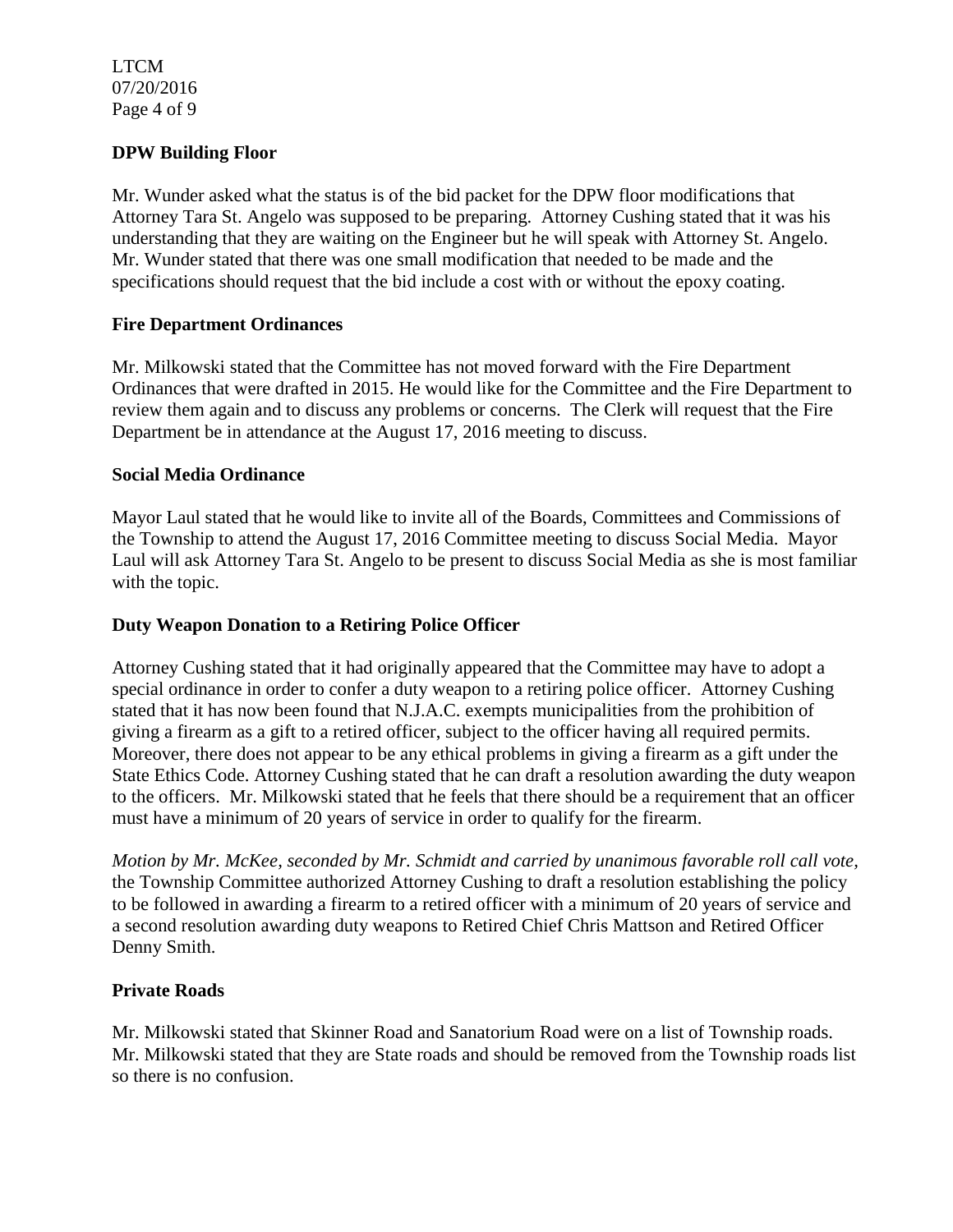## DPW Building Floor

Mr. Wunder asked what the status is of the bid packet for the DPW floor modifications that Attorney Tara St. Angelo was supposed to be preparing. Attorney Cushing stated that it was his understanding that they are waiting on the Engineer but he will speak with Attorney St. Angelo. Mr. Wunder stated that there was one small modification that needed to be made and the specifications should request that the bid include a cost with or without the epoxy coating.

## Fire Department Ordinances

Mr. Milkowski stated that the Committee has not moved forward with the Fire Department Ordinances that were drafted in 2015. He would like for the Committee and the Fire Department to review them again and to discuss any problems or concerns. The Clerk will request that the Fire Department be in attendance at the August 17, 2016 meeting to discuss.

## Social Media Ordinance

Mayor Laul stated that he would like to invite all of the Boards, Committees and Commissions of the Township to attend the August 17, 2016 Committee meeting to discuss Social Media. Mayor Laul will ask Attorney Tara St. Angelo to be present to discuss Social Media as she is most familiar with the topic.

## Duty Weapon Donation to a Retiring Police Officer

Attorney Cushing stated that it had originally appeared that the Committee may have to adopt a special ordinance in order to confer a duty weapon to a retiring police officer. Attorney Cushing stated that it has now been found that N.J.A.C. exempts municipalities from the prohibition of giving a firearm as a gift to a retired officer, subject to the officer having all required permits. Moreover, there does not appear to be any ethical problems in giving a firearm as a gift under the State Ethics Code. Attorney Cushing stated that he can draft a resolution awarding the duty weapon to the officers. Mr. Milkowski stated that he feels that there should be a requirement that an officer must have a minimum of 20 years of service in order to qualify for the firearm.

*Motion by Mr. McKee, seconded by Mr. Schmidt and carried by unanimous favorable roll call vote,* the Township Committee authorized Attorney Cushing to draft a resolution establishing the policy to be followed in awarding a firearm to a retired officer with a minimum of 20 years of service and a second resolution awarding duty weapons to Retired Chief Chris Mattson and Retired Officer Denny Smith.

## Private Roads

Mr. Milkowski stated that Skinner Road and Sanatorium Road were on a list of Township roads. Mr. Milkowski stated that they are State roads and should be removed from the Township roads list so there is no confusion.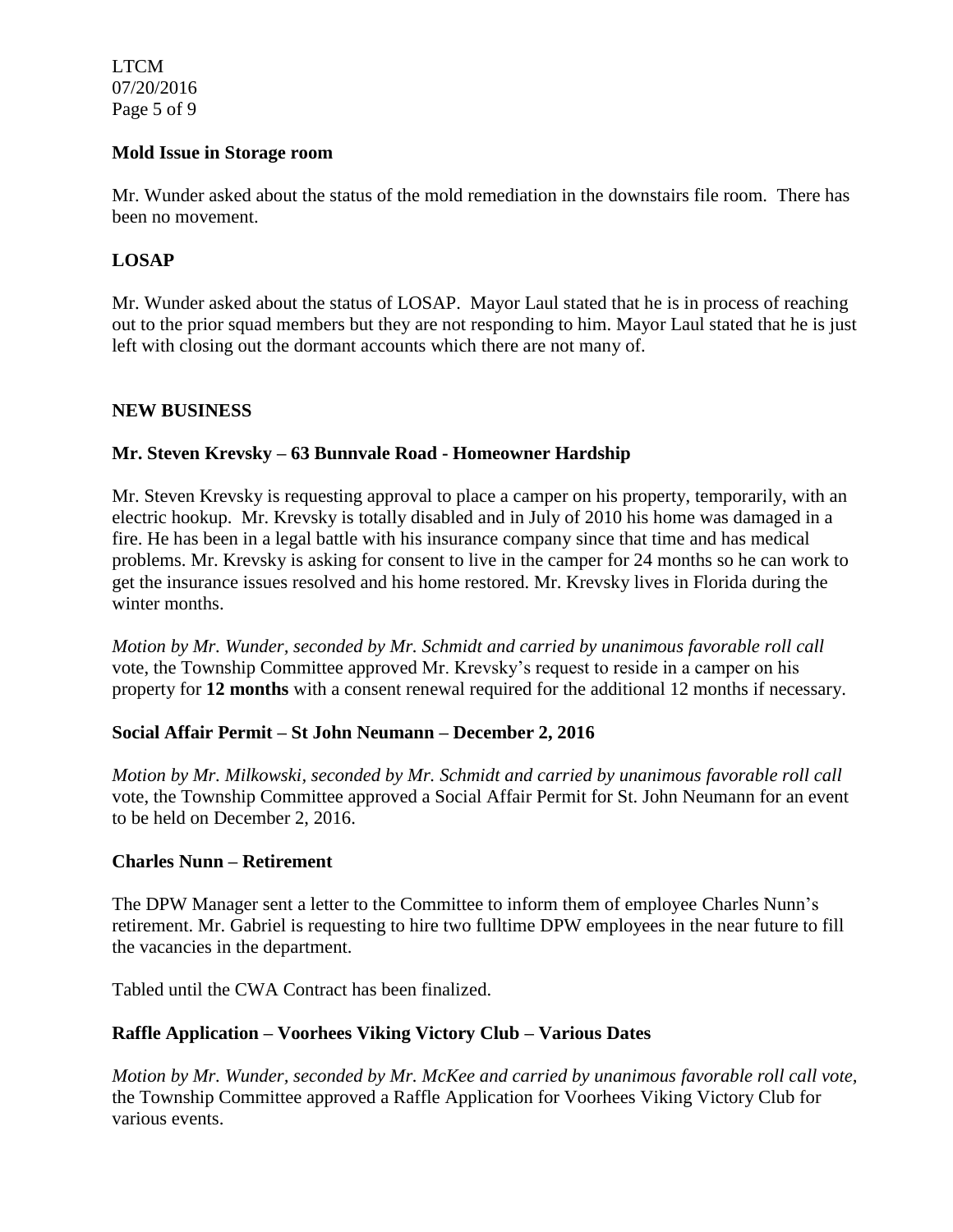**Mold Issue in Storage room**

Mr. Wunder asked about the status of the mold remediation in the downstairs file room. There has been no movement.

**LOSAP**

Mr. Wunder asked about the status of LOSAP. Mayor Laul stated that he is in process of reaching out to the prior squad members but they are not responding to him. Mayor Laul stated that he is just left with closing out the dormant accounts which there are not many of.

**NEW BUSINESS**

**Mr. Steven Krevsky – 63 Bunnvale Road - Homeowner Hardship**

Mr. Steven Krevsky is requesting approval to place a camper on his property, temporarily, with an electric hookup. Mr. Krevsky is totally disabled and in July of 2010 his home was damaged in a fire. He has been in a legal battle with his insurance company since that time and has medical problems. Mr. Krevsky is asking for consent to live in the camper for 24 months so he can work to get the insurance issues resolved and his home restored. Mr. Krevsky lives in Florida during the winter months.

*Motion by Mr. Wunder, seconded by Mr. Schmidt and carried by unanimous favorable roll call* vote, the Township Committee approved Mr. Krevsky's request to reside in a camper on his property for **12 months** with a consent renewal required for the additional 12 months if necessary.

**Social Affair Permit – St John Neumann – December 2, 2016**

*Motion by Mr. Milkowski, seconded by Mr. Schmidt and carried by unanimous favorable roll call* vote, the Township Committee approved a Social Affair Permit for St. John Neumann for an event to be held on December 2, 2016.

**Charles Nunn – Retirement**

The DPW Manager sent a letter to the Committee to inform them of employee Charles Nunn's retirement. Mr. Gabriel is requesting to hire two fulltime DPW employees in the near future to fill the vacancies in the department.

Tabled until the CWA Contract has been finalized.

**Raffle Application – Voorhees Viking Victory Club – Various Dates**

*Motion by Mr. Wunder, seconded by Mr. McKee and carried by unanimous favorable roll call vote,* the Township Committee approved a Raffle Application for Voorhees Viking Victory Club for various events.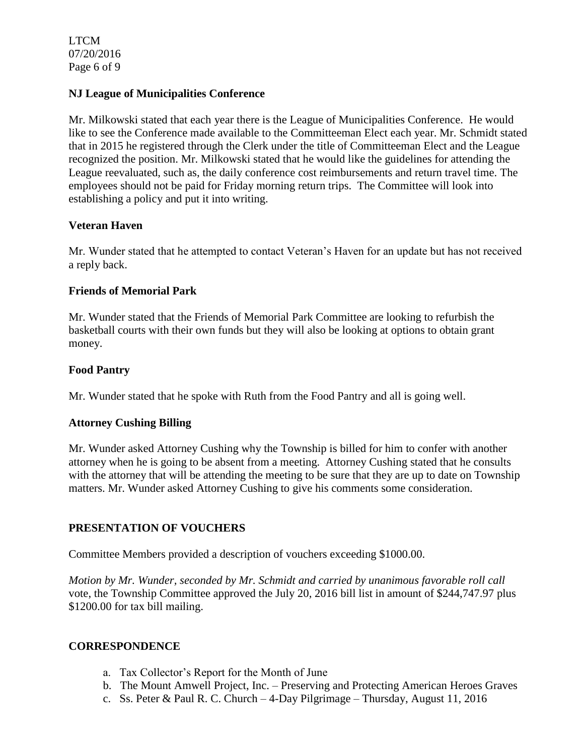### NJ League of Municipalities Conference

Mr. Milkowski stated that each year there is the League of Municipalities Conference. He would like to see the Conference made available to the Committeeman Elect each year. Mr. Schmidt stated that in 2015 he registered through the Clerk under the title of Committeeman Elect and the League recognized the position. Mr. Milkowski stated that he would like the guidelines for attending the League reevaluated, such as, the daily conference cost reimbursements and return travel time. The employees should not be paid for Friday morning return trips. The Committee will look into establishing a policy and put it into writing.

### Veteran Haven

Mr. Wunder stated that he attempted to contact Veteran's Haven for an update but has not received a reply back.

### Friends of Memorial Park

Mr. Wunder stated that the Friends of Memorial Park Committee are looking to refurbish the basketball courts with their own funds but they will also be looking at options to obtain grant money.

### Food Pantry

Mr. Wunder stated that he spoke with Ruth from the Food Pantry and all is going well.

### Attorney Cushing Billing

Mr. Wunder asked Attorney Cushing why the Township is billed for him to confer with another attorney when he is going to be absent from a meeting. Attorney Cushing stated that he consults with the attorney that will be attending the meeting to be sure that they are up to date on Township matters. Mr. Wunder asked Attorney Cushing to give his comments some consideration.

## PRESENTATION OF VOUCHERS

Committee Members provided a description of vouchers exceeding $1000.00.

*Motion by Mr. Wunder, seconded by Mr. Schmidt and carried by unanimous favorable roll call* vote, the Township Committee approved the July 20, 2016 bill list in amount of $244,747.97 plus $1200.00 for tax bill mailing.

## CORRESPONDENCE

a. Tax Collector's Report for the Month of June
b. The Mount Amwell Project, Inc. – Preserving and Protecting American Heroes Graves
c. Ss. Peter & Paul R. C. Church – 4-Day Pilgrimage – Thursday, August 11, 2016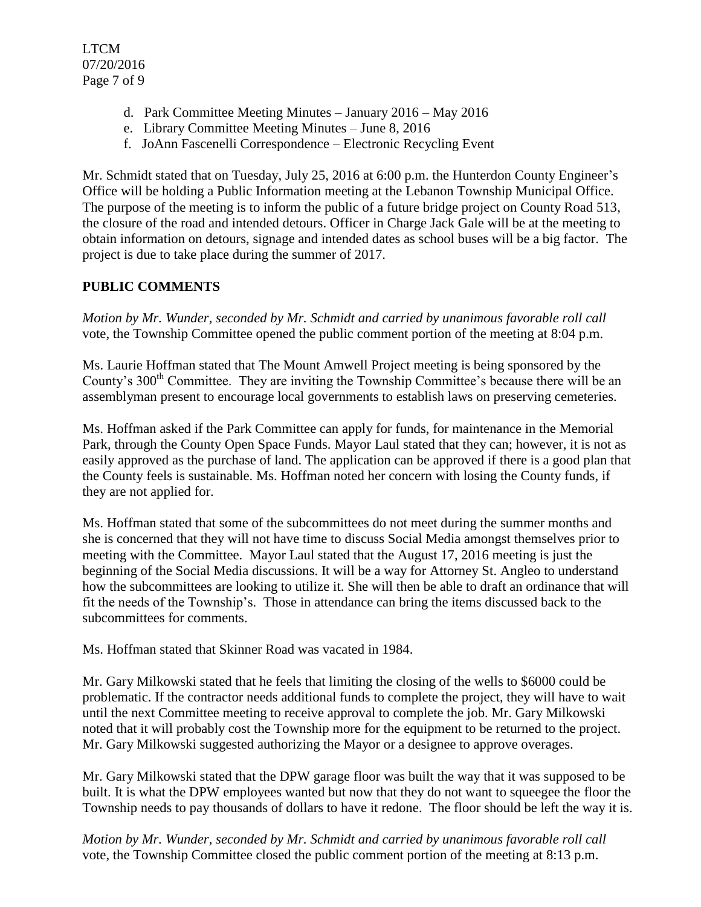d. Park Committee Meeting Minutes – January 2016 – May 2016
e. Library Committee Meeting Minutes – June 8, 2016
f. JoAnn Fascenelli Correspondence – Electronic Recycling Event

Mr. Schmidt stated that on Tuesday, July 25, 2016 at 6:00 p.m. the Hunterdon County Engineer's Office will be holding a Public Information meeting at the Lebanon Township Municipal Office. The purpose of the meeting is to inform the public of a future bridge project on County Road 513, the closure of the road and intended detours. Officer in Charge Jack Gale will be at the meeting to obtain information on detours, signage and intended dates as school buses will be a big factor. The project is due to take place during the summer of 2017.

## PUBLIC COMMENTS

*Motion by Mr. Wunder, seconded by Mr. Schmidt and carried by unanimous favorable roll call* vote, the Township Committee opened the public comment portion of the meeting at 8:04 p.m.

Ms. Laurie Hoffman stated that The Mount Amwell Project meeting is being sponsored by the County's 300th Committee. They are inviting the Township Committee's because there will be an assemblyman present to encourage local governments to establish laws on preserving cemeteries.

Ms. Hoffman asked if the Park Committee can apply for funds, for maintenance in the Memorial Park, through the County Open Space Funds. Mayor Laul stated that they can; however, it is not as easily approved as the purchase of land. The application can be approved if there is a good plan that the County feels is sustainable. Ms. Hoffman noted her concern with losing the County funds, if they are not applied for.

Ms. Hoffman stated that some of the subcommittees do not meet during the summer months and she is concerned that they will not have time to discuss Social Media amongst themselves prior to meeting with the Committee. Mayor Laul stated that the August 17, 2016 meeting is just the beginning of the Social Media discussions. It will be a way for Attorney St. Angleo to understand how the subcommittees are looking to utilize it. She will then be able to draft an ordinance that will fit the needs of the Township's. Those in attendance can bring the items discussed back to the subcommittees for comments.

Ms. Hoffman stated that Skinner Road was vacated in 1984.

Mr. Gary Milkowski stated that he feels that limiting the closing of the wells to $6000 could be problematic. If the contractor needs additional funds to complete the project, they will have to wait until the next Committee meeting to receive approval to complete the job. Mr. Gary Milkowski noted that it will probably cost the Township more for the equipment to be returned to the project. Mr. Gary Milkowski suggested authorizing the Mayor or a designee to approve overages.

Mr. Gary Milkowski stated that the DPW garage floor was built the way that it was supposed to be built. It is what the DPW employees wanted but now that they do not want to squeegee the floor the Township needs to pay thousands of dollars to have it redone. The floor should be left the way it is.

*Motion by Mr. Wunder, seconded by Mr. Schmidt and carried by unanimous favorable roll call* vote, the Township Committee closed the public comment portion of the meeting at 8:13 p.m.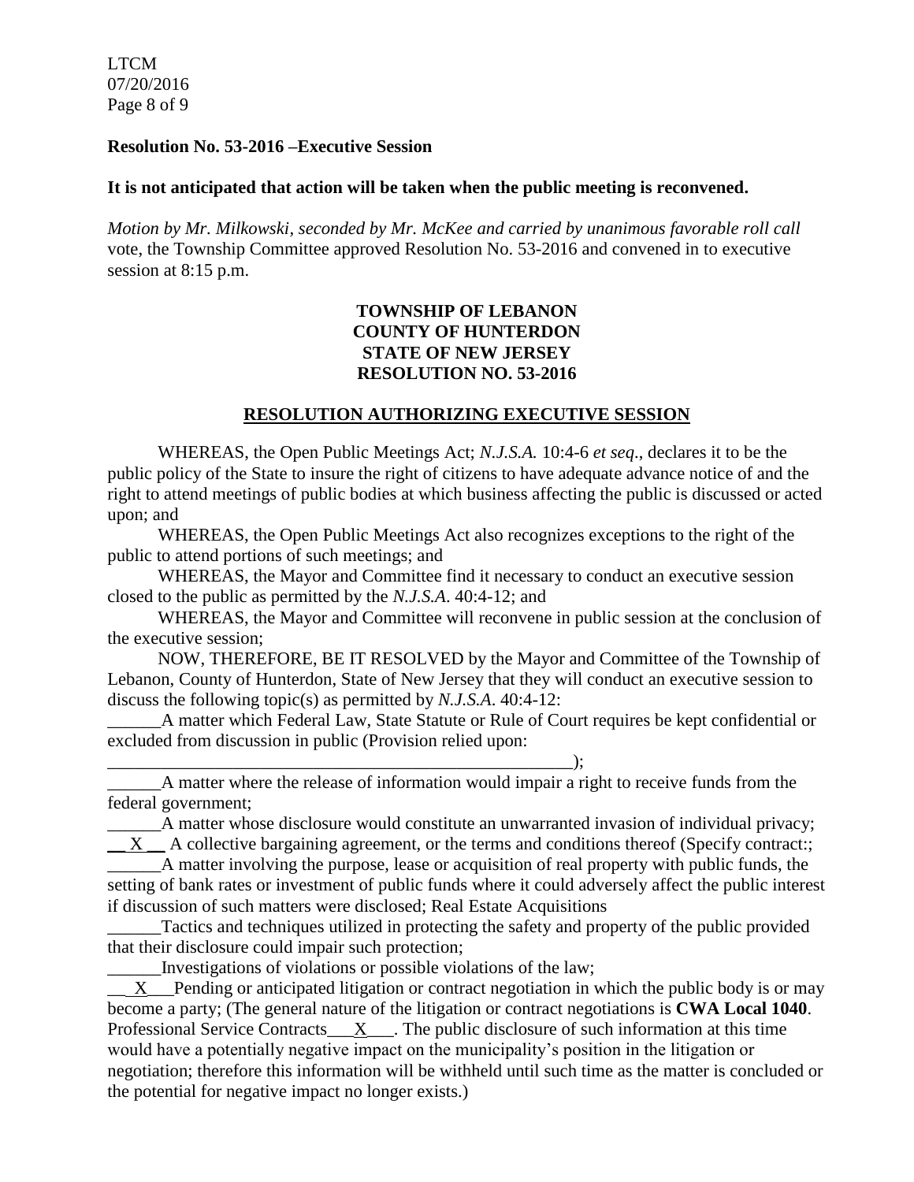**Resolution No. 53-2016 –Executive Session**

**It is not anticipated that action will be taken when the public meeting is reconvened.**

*Motion by Mr. Milkowski, seconded by Mr. McKee and carried by unanimous favorable roll call* vote, the Township Committee approved Resolution No. 53-2016 and convened in to executive session at 8:15 p.m.

**TOWNSHIP OF LEBANON**
**COUNTY OF HUNTERDON**
**STATE OF NEW JERSEY**
**RESOLUTION NO. 53-2016**

**RESOLUTION AUTHORIZING EXECUTIVE SESSION**

WHEREAS, the Open Public Meetings Act; *N.J.S.A.* 10:4-6 *et seq*., declares it to be the public policy of the State to insure the right of citizens to have adequate advance notice of and the right to attend meetings of public bodies at which business affecting the public is discussed or acted upon; and

WHEREAS, the Open Public Meetings Act also recognizes exceptions to the right of the public to attend portions of such meetings; and

WHEREAS, the Mayor and Committee find it necessary to conduct an executive session closed to the public as permitted by the *N.J.S.A*. 40:4-12; and

WHEREAS, the Mayor and Committee will reconvene in public session at the conclusion of the executive session;

NOW, THEREFORE, BE IT RESOLVED by the Mayor and Committee of the Township of Lebanon, County of Hunterdon, State of New Jersey that they will conduct an executive session to discuss the following topic(s) as permitted by *N.J.S.A*. 40:4-12:

______A matter which Federal Law, State Statute or Rule of Court requires be kept confidential or excluded from discussion in public (Provision relied upon: ______________________________________________________);

______A matter where the release of information would impair a right to receive funds from the federal government;

______A matter whose disclosure would constitute an unwarranted invasion of individual privacy;

__ X __ A collective bargaining agreement, or the terms and conditions thereof (Specify contract:;

______A matter involving the purpose, lease or acquisition of real property with public funds, the setting of bank rates or investment of public funds where it could adversely affect the public interest if discussion of such matters were disclosed; Real Estate Acquisitions

______Tactics and techniques utilized in protecting the safety and property of the public provided that their disclosure could impair such protection;

______Investigations of violations or possible violations of the law;

__ X___Pending or anticipated litigation or contract negotiation in which the public body is or may become a party; (The general nature of the litigation or contract negotiations is **CWA Local 1040**. Professional Service Contracts___X___. The public disclosure of such information at this time would have a potentially negative impact on the municipality's position in the litigation or negotiation; therefore this information will be withheld until such time as the matter is concluded or the potential for negative impact no longer exists.)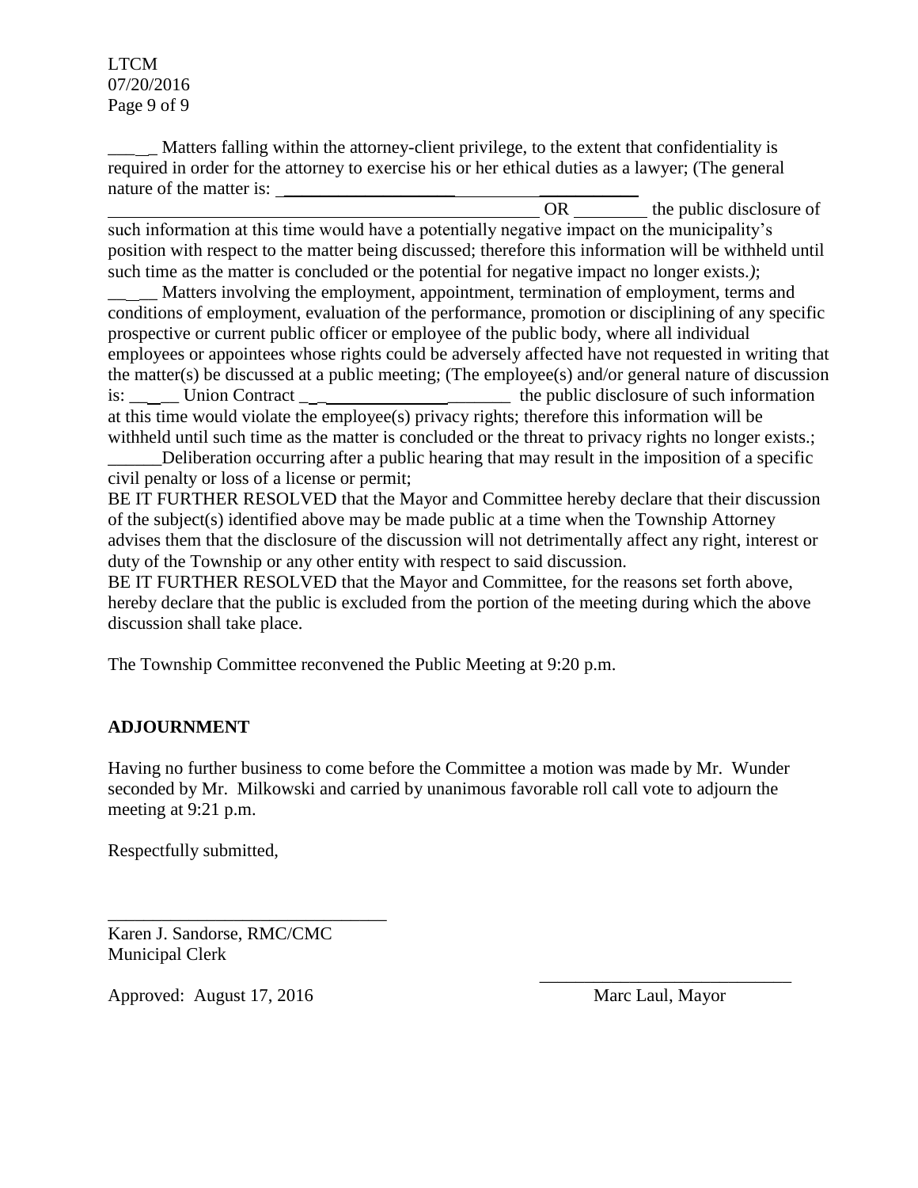_____ Matters falling within the attorney-client privilege, to the extent that confidentiality is required in order for the attorney to exercise his or her ethical duties as a lawyer; (The general nature of the matter is: ______________________________

__________________________________________________ OR ________ the public disclosure of such information at this time would have a potentially negative impact on the municipality's position with respect to the matter being discussed; therefore this information will be withheld until such time as the matter is concluded or the potential for negative impact no longer exists.*)*;

_____ Matters involving the employment, appointment, termination of employment, terms and conditions of employment, evaluation of the performance, promotion or disciplining of any specific prospective or current public officer or employee of the public body, where all individual employees or appointees whose rights could be adversely affected have not requested in writing that the matter(s) be discussed at a public meeting; (The employee(s) and/or general nature of discussion is: _____ Union Contract _________________________ the public disclosure of such information at this time would violate the employee(s) privacy rights; therefore this information will be withheld until such time as the matter is concluded or the threat to privacy rights no longer exists.;

______Deliberation occurring after a public hearing that may result in the imposition of a specific civil penalty or loss of a license or permit;

BE IT FURTHER RESOLVED that the Mayor and Committee hereby declare that their discussion of the subject(s) identified above may be made public at a time when the Township Attorney advises them that the disclosure of the discussion will not detrimentally affect any right, interest or duty of the Township or any other entity with respect to said discussion.

BE IT FURTHER RESOLVED that the Mayor and Committee, for the reasons set forth above, hereby declare that the public is excluded from the portion of the meeting during which the above discussion shall take place.

The Township Committee reconvened the Public Meeting at 9:20 p.m.

**ADJOURNMENT**

Having no further business to come before the Committee a motion was made by Mr. Wunder seconded by Mr. Milkowski and carried by unanimous favorable roll call vote to adjourn the meeting at 9:21 p.m.

Respectfully submitted,

______________________________

Karen J. Sandorse, RMC/CMC
Municipal Clerk

______________________________

Approved: August 17, 2016

Marc Laul, Mayor